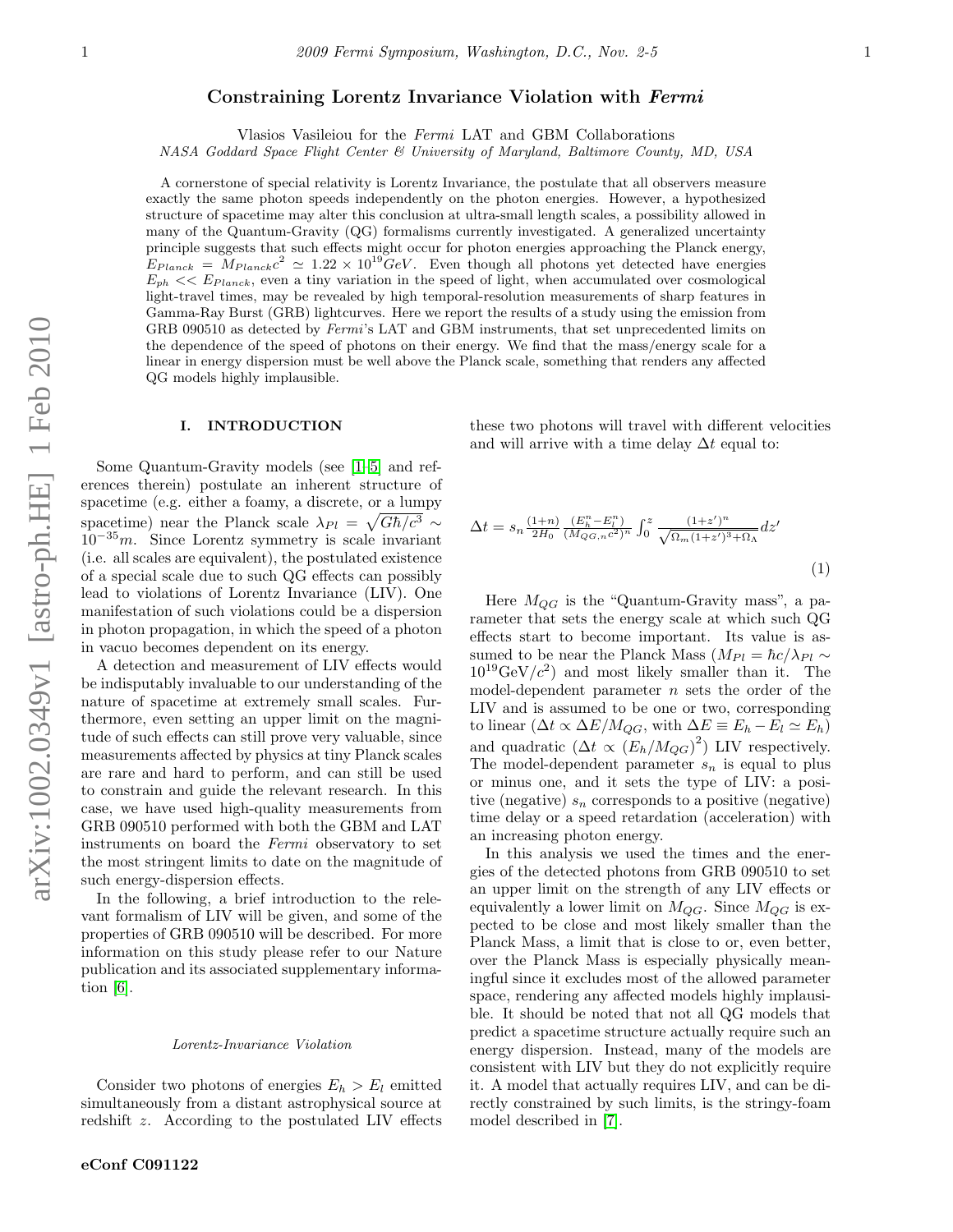# Constraining Lorentz Invariance Violation with *Fermi*

Vlasios Vasileiou for the *Fermi* LAT and GBM Collaborations

*NASA Goddard Space Flight Center & University of Maryland, Baltimore County, MD, USA*

A cornerstone of special relativity is Lorentz Invariance, the postulate that all observers measure exactly the same photon speeds independently on the photon energies. However, a hypothesized structure of spacetime may alter this conclusion at ultra-small length scales, a possibility allowed in many of the Quantum-Gravity (QG) formalisms currently investigated. A generalized uncertainty principle suggests that such effects might occur for photon energies approaching the Planck energy, $E_{Planck} = M_{Planck}c^2 \simeq 1.22 \times 10^{19} GeV$. Even though all photons yet detected have energies $E_{ph} << E_{Planck}$, even a tiny variation in the speed of light, when accumulated over cosmological light-travel times, may be revealed by high temporal-resolution measurements of sharp features in Gamma-Ray Burst (GRB) lightcurves. Here we report the results of a study using the emission from GRB 090510 as detected by *Fermi*'s LAT and GBM instruments, that set unprecedented limits on the dependence of the speed of photons on their energy. We find that the mass/energy scale for a linear in energy dispersion must be well above the Planck scale, something that renders any affected QG models highly implausible.

## I. INTRODUCTION

Some Quantum-Gravity models (see [1–5] and references therein) postulate an inherent structure of spacetime (e.g. either a foamy, a discrete, or a lumpy spacetime) near the Planck scale $\lambda_{Pl} = \sqrt{G\hbar/c^3} \sim 10^{-35}m$. Since Lorentz symmetry is scale invariant (i.e. all scales are equivalent), the postulated existence of a special scale due to such QG effects can possibly lead to violations of Lorentz Invariance (LIV). One manifestation of such violations could be a dispersion in photon propagation, in which the speed of a photon in vacuo becomes dependent on its energy.

A detection and measurement of LIV effects would be indisputably invaluable to our understanding of the nature of spacetime at extremely small scales. Furthermore, even setting an upper limit on the magnitude of such effects can still prove very valuable, since measurements affected by physics at tiny Planck scales are rare and hard to perform, and can still be used to constrain and guide the relevant research. In this case, we have used high-quality measurements from GRB 090510 performed with both the GBM and LAT instruments on board the *Fermi* observatory to set the most stringent limits to date on the magnitude of such energy-dispersion effects.

In the following, a brief introduction to the relevant formalism of LIV will be given, and some of the properties of GRB 090510 will be described. For more information on this study please refer to our Nature publication and its associated supplementary information [6].

### *Lorentz-Invariance Violation*

Consider two photons of energies $E_h > E_l$ emitted simultaneously from a distant astrophysical source at redshift $z$. According to the postulated LIV effects these two photons will travel with different velocities and will arrive with a time delay $\Delta t$ equal to:

$$\Delta t = s_n \frac{(1+n)}{2H_0} \frac{(E_h^n - E_l^n)}{(M_{QG,n}c^2)^n} \int_0^z \frac{(1+z')^n}{\sqrt{\Omega_m(1+z')^3 + \Omega_\Lambda}} dz' \qquad (1)$$

Here $M_{QG}$ is the "Quantum-Gravity mass", a parameter that sets the energy scale at which such QG effects start to become important. Its value is assumed to be near the Planck Mass ($M_{Pl} = \hbar c/\lambda_{Pl} \sim 10^{19}\text{GeV}/c^2$) and most likely smaller than it. The model-dependent parameter $n$ sets the order of the LIV and is assumed to be one or two, corresponding to linear ($\Delta t \propto \Delta E/M_{QG}$, with $\Delta E \equiv E_h - E_l \simeq E_h$) and quadratic ($\Delta t \propto (E_h/M_{QG})^2$) LIV respectively. The model-dependent parameter $s_n$ is equal to plus or minus one, and it sets the type of LIV: a positive (negative) $s_n$ corresponds to a positive (negative) time delay or a speed retardation (acceleration) with an increasing photon energy.

In this analysis we used the times and the energies of the detected photons from GRB 090510 to set an upper limit on the strength of any LIV effects or equivalently a lower limit on $M_{QG}$. Since $M_{QG}$ is expected to be close and most likely smaller than the Planck Mass, a limit that is close to or, even better, over the Planck Mass is especially physically meaningful since it excludes most of the allowed parameter space, rendering any affected models highly implausible. It should be noted that not all QG models that predict a spacetime structure actually require such an energy dispersion. Instead, many of the models are consistent with LIV but they do not explicitly require it. A model that actually requires LIV, and can be directly constrained by such limits, is the stringy-foam model described in [7].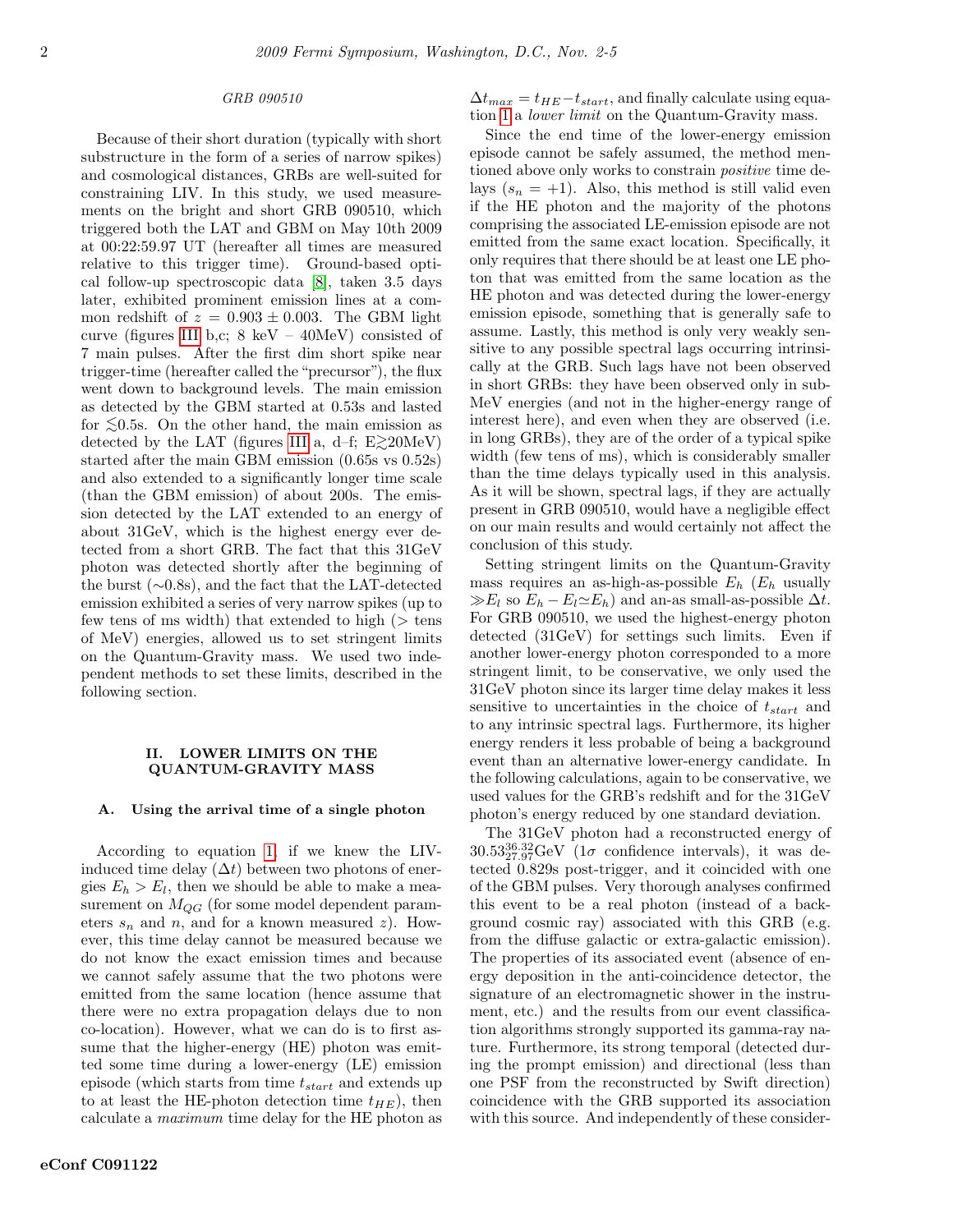*GRB 090510*

Because of their short duration (typically with short substructure in the form of a series of narrow spikes) and cosmological distances, GRBs are well-suited for constraining LIV. In this study, we used measurements on the bright and short GRB 090510, which triggered both the LAT and GBM on May 10th 2009 at 00:22:59.97 UT (hereafter all times are measured relative to this trigger time). Ground-based optical follow-up spectroscopic data [8], taken 3.5 days later, exhibited prominent emission lines at a common redshift of $z = 0.903 \pm 0.003$. The GBM light curve (figures III b,c; 8 keV – 40MeV) consisted of 7 main pulses. After the first dim short spike near trigger-time (hereafter called the "precursor"), the flux went down to background levels. The main emission as detected by the GBM started at 0.53s and lasted for $\lesssim$0.5s. On the other hand, the main emission as detected by the LAT (figures III a, d–f; E$\gtrsim$20MeV) started after the main GBM emission (0.65s vs 0.52s) and also extended to a significantly longer time scale (than the GBM emission) of about 200s. The emission detected by the LAT extended to an energy of about 31GeV, which is the highest energy ever detected from a short GRB. The fact that this 31GeV photon was detected shortly after the beginning of the burst ($\sim$0.8s), and the fact that the LAT-detected emission exhibited a series of very narrow spikes (up to few tens of ms width) that extended to high (> tens of MeV) energies, allowed us to set stringent limits on the Quantum-Gravity mass. We used two independent methods to set these limits, described in the following section.

## II. LOWER LIMITS ON THE QUANTUM-GRAVITY MASS

### A. Using the arrival time of a single photon

According to equation 1, if we knew the LIV-induced time delay ($\Delta t$) between two photons of energies $E_h > E_l$, then we should be able to make a measurement on $M_{QG}$ (for some model dependent parameters $s_n$ and $n$, and for a known measured $z$). However, this time delay cannot be measured because we do not know the exact emission times and because we cannot safely assume that the two photons were emitted from the same location (hence assume that there were no extra propagation delays due to non co-location). However, what we can do is to first assume that the higher-energy (HE) photon was emitted some time during a lower-energy (LE) emission episode (which starts from time $t_{start}$ and extends up to at least the HE-photon detection time $t_{HE}$), then calculate a *maximum* time delay for the HE photon as $\Delta t_{max} = t_{HE} - t_{start}$, and finally calculate using equation 1 a *lower limit* on the Quantum-Gravity mass.

Since the end time of the lower-energy emission episode cannot be safely assumed, the method mentioned above only works to constrain *positive* time delays ($s_n = +1$). Also, this method is still valid even if the HE photon and the majority of the photons comprising the associated LE-emission episode are not emitted from the same exact location. Specifically, it only requires that there should be at least one LE photon that was emitted from the same location as the HE photon and was detected during the lower-energy emission episode, something that is generally safe to assume. Lastly, this method is only very weakly sensitive to any possible spectral lags occurring intrinsically at the GRB. Such lags have not been observed in short GRBs: they have been observed only in sub-MeV energies (and not in the higher-energy range of interest here), and even when they are observed (i.e. in long GRBs), they are of the order of a typical spike width (few tens of ms), which is considerably smaller than the time delays typically used in this analysis. As it will be shown, spectral lags, if they are actually present in GRB 090510, would have a negligible effect on our main results and would certainly not affect the conclusion of this study.

Setting stringent limits on the Quantum-Gravity mass requires an as-high-as-possible $E_h$ ($E_h$ usually $\gg E_l$ so $E_h - E_l \simeq E_h$) and an-as small-as-possible $\Delta t$. For GRB 090510, we used the highest-energy photon detected (31GeV) for settings such limits. Even if another lower-energy photon corresponded to a more stringent limit, to be conservative, we only used the 31GeV photon since its larger time delay makes it less sensitive to uncertainties in the choice of $t_{start}$ and to any intrinsic spectral lags. Furthermore, its higher energy renders it less probable of being a background event than an alternative lower-energy candidate. In the following calculations, again to be conservative, we used values for the GRB's redshift and for the 31GeV photon's energy reduced by one standard deviation.

The 31GeV photon had a reconstructed energy of $30.53^{36.32}_{27.97}$GeV ($1\sigma$ confidence intervals), it was detected 0.829s post-trigger, and it coincided with one of the GBM pulses. Very thorough analyses confirmed this event to be a real photon (instead of a background cosmic ray) associated with this GRB (e.g. from the diffuse galactic or extra-galactic emission). The properties of its associated event (absence of energy deposition in the anti-coincidence detector, the signature of an electromagnetic shower in the instrument, etc.) and the results from our event classification algorithms strongly supported its gamma-ray nature. Furthermore, its strong temporal (detected during the prompt emission) and directional (less than one PSF from the reconstructed by Swift direction) coincidence with the GRB supported its association with this source. And independently of these consider-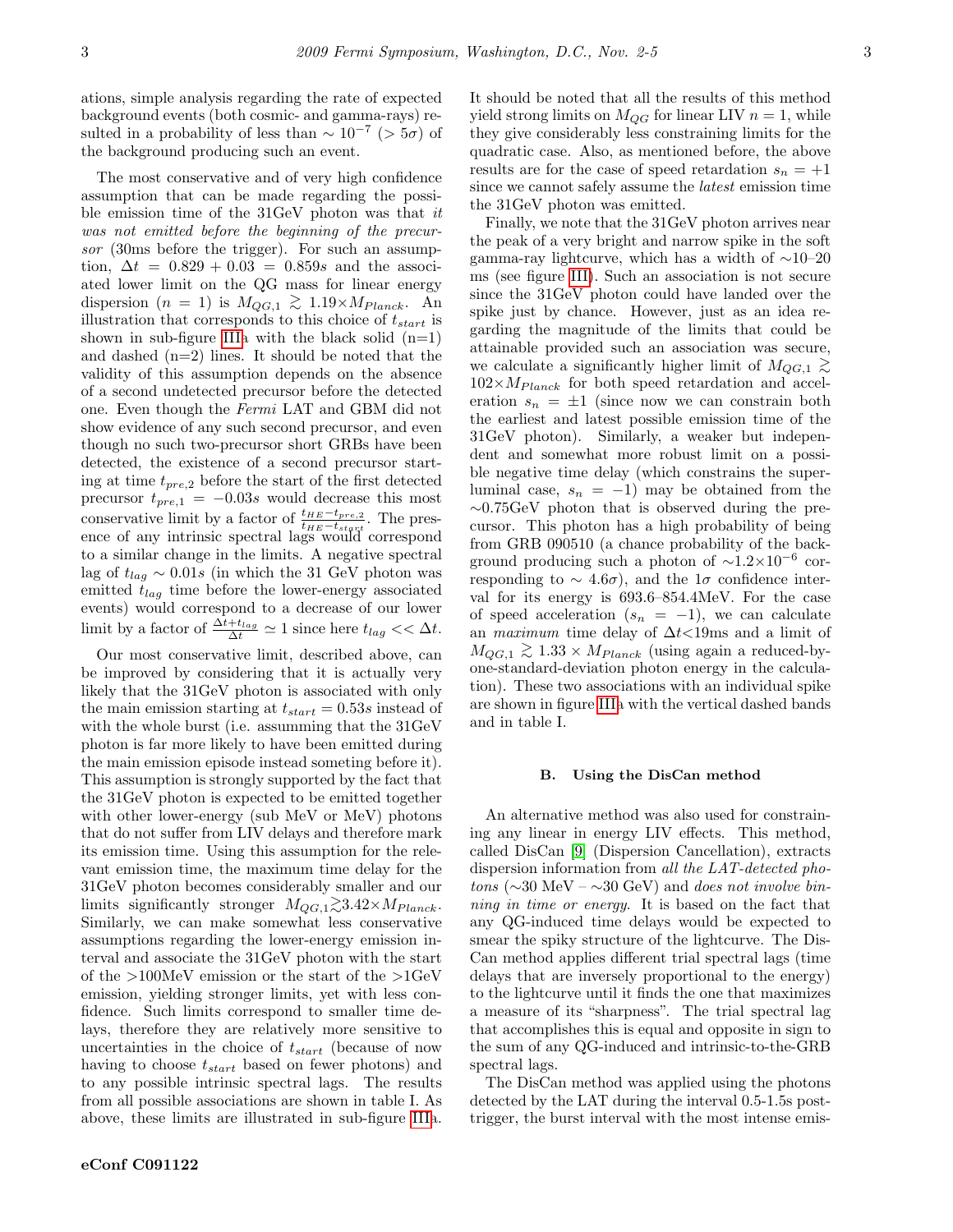ations, simple analysis regarding the rate of expected background events (both cosmic- and gamma-rays) resulted in a probability of less than $\sim 10^{-7}$ ($> 5\sigma$) of the background producing such an event.

The most conservative and of very high confidence assumption that can be made regarding the possible emission time of the 31GeV photon was that *it was not emitted before the beginning of the precursor* (30ms before the trigger). For such an assumption, $\Delta t = 0.829 + 0.03 = 0.859s$ and the associated lower limit on the QG mass for linear energy dispersion ($n = 1$) is $M_{QG,1} \gtrsim 1.19 \times M_{Planck}$. An illustration that corresponds to this choice of $t_{start}$ is shown in sub-figure IIIa with the black solid (n=1) and dashed (n=2) lines. It should be noted that the validity of this assumption depends on the absence of a second undetected precursor before the detected one. Even though the *Fermi* LAT and GBM did not show evidence of any such second precursor, and even though no such two-precursor short GRBs have been detected, the existence of a second precursor starting at time $t_{pre,2}$ before the start of the first detected precursor $t_{pre,1} = -0.03s$ would decrease this most conservative limit by a factor of $\frac{t_{HE} - t_{pre,2}}{t_{HE} - t_{start}}$. The presence of any intrinsic spectral lags would correspond to a similar change in the limits. A negative spectral lag of $t_{lag} \sim 0.01s$ (in which the 31 GeV photon was emitted $t_{lag}$ time before the lower-energy associated events) would correspond to a decrease of our lower limit by a factor of $\frac{\Delta t + t_{lag}}{\Delta t} \simeq 1$ since here $t_{lag} << \Delta t$.

Our most conservative limit, described above, can be improved by considering that it is actually very likely that the 31GeV photon is associated with only the main emission starting at $t_{start} = 0.53s$ instead of with the whole burst (i.e. assumming that the 31GeV photon is far more likely to have been emitted during the main emission episode instead someting before it). This assumption is strongly supported by the fact that the 31GeV photon is expected to be emitted together with other lower-energy (sub MeV or MeV) photons that do not suffer from LIV delays and therefore mark its emission time. Using this assumption for the relevant emission time, the maximum time delay for the 31GeV photon becomes considerably smaller and our limits significantly stronger $M_{QG,1} \gtrsim 3.42 \times M_{Planck}$. Similarly, we can make somewhat less conservative assumptions regarding the lower-energy emission interval and associate the 31GeV photon with the start of the >100MeV emission or the start of the >1GeV emission, yielding stronger limits, yet with less confidence. Such limits correspond to smaller time delays, therefore they are relatively more sensitive to uncertainties in the choice of $t_{start}$ (because of now having to choose $t_{start}$ based on fewer photons) and to any possible intrinsic spectral lags. The results from all possible associations are shown in table I. As above, these limits are illustrated in sub-figure IIIa. It should be noted that all the results of this method yield strong limits on $M_{QG}$ for linear LIV $n = 1$, while they give considerably less constraining limits for the quadratic case. Also, as mentioned before, the above results are for the case of speed retardation $s_n = +1$ since we cannot safely assume the *latest* emission time the 31GeV photon was emitted.

Finally, we note that the 31GeV photon arrives near the peak of a very bright and narrow spike in the soft gamma-ray lightcurve, which has a width of $\sim$10–20 ms (see figure III). Such an association is not secure since the 31GeV photon could have landed over the spike just by chance. However, just as an idea regarding the magnitude of the limits that could be attainable provided such an association was secure, we calculate a significantly higher limit of $M_{QG,1} \gtrsim 102 \times M_{Planck}$ for both speed retardation and acceleration $s_n = \pm 1$ (since now we can constrain both the earliest and latest possible emission time of the 31GeV photon). Similarly, a weaker but independent and somewhat more robust limit on a possible negative time delay (which constrains the superluminal case, $s_n = -1$) may be obtained from the $\sim$0.75GeV photon that is observed during the precursor. This photon has a high probability of being from GRB 090510 (a chance probability of the background producing such a photon of $\sim 1.2 \times 10^{-6}$ corresponding to $\sim 4.6\sigma$), and the $1\sigma$ confidence interval for its energy is 693.6–854.4MeV. For the case of speed acceleration ($s_n = -1$), we can calculate an *maximum* time delay of $\Delta t <$19ms and a limit of $M_{QG,1} \gtrsim 1.33 \times M_{Planck}$ (using again a reduced-by-one-standard-deviation photon energy in the calculation). These two associations with an individual spike are shown in figure IIIa with the vertical dashed bands and in table I.

### B. Using the DisCan method

An alternative method was also used for constraining any linear in energy LIV effects. This method, called DisCan [9] (Dispersion Cancellation), extracts dispersion information from *all the LAT-detected photons* ($\sim$30 MeV – $\sim$30 GeV) and *does not involve binning in time or energy*. It is based on the fact that any QG-induced time delays would be expected to smear the spiky structure of the lightcurve. The DisCan method applies different trial spectral lags (time delays that are inversely proportional to the energy) to the lightcurve until it finds the one that maximizes a measure of its "sharpness". The trial spectral lag that accomplishes this is equal and opposite in sign to the sum of any QG-induced and intrinsic-to-the-GRB spectral lags.

The DisCan method was applied using the photons detected by the LAT during the interval 0.5-1.5s post-trigger, the burst interval with the most intense emis-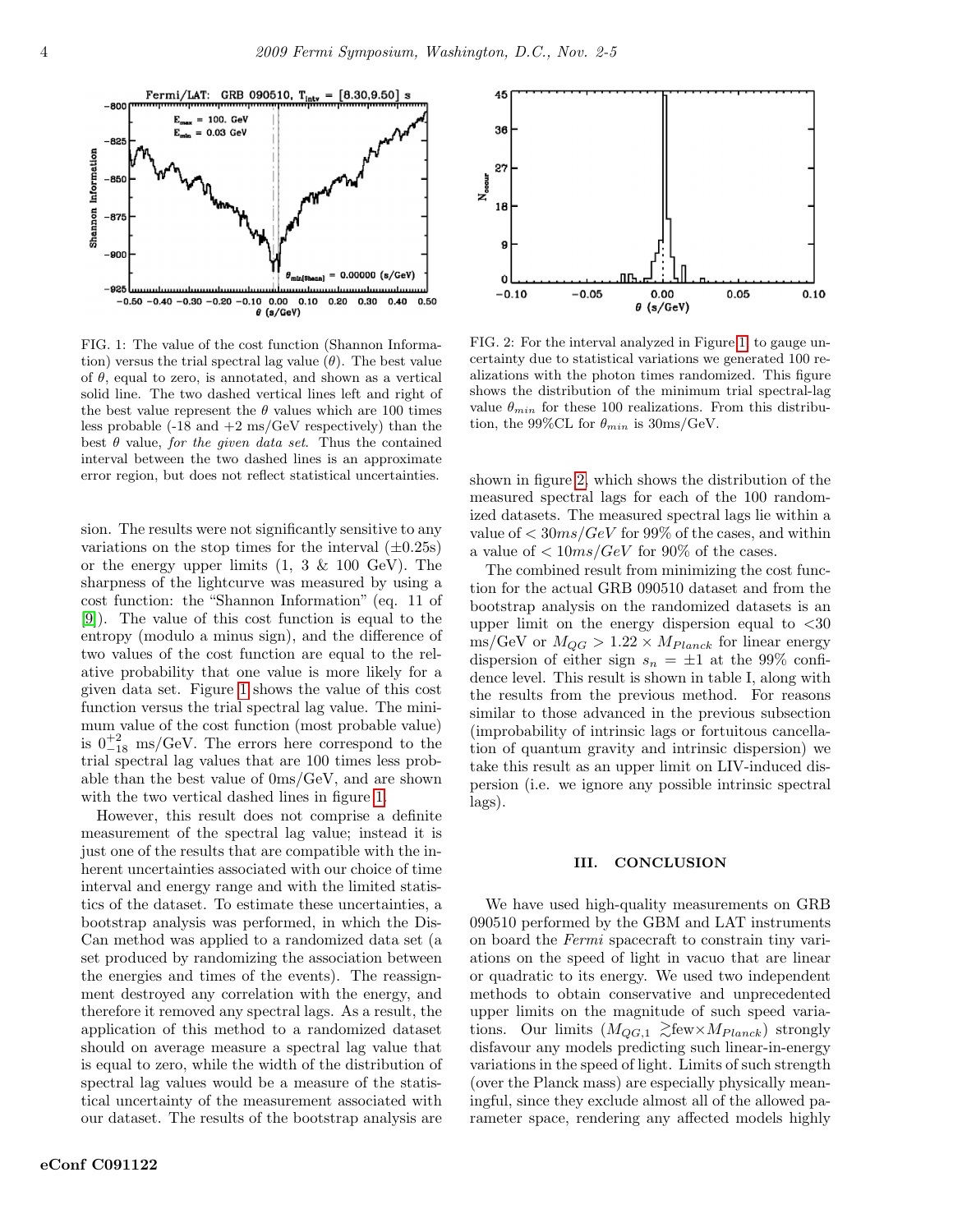FIG. 1: The value of the cost function (Shannon Information) versus the trial spectral lag value ($\theta$). The best value of $\theta$, equal to zero, is annotated, and shown as a vertical solid line. The two dashed vertical lines left and right of the best value represent the $\theta$ values which are 100 times less probable (-18 and +2 ms/GeV respectively) than the best $\theta$ value, *for the given data set*. Thus the contained interval between the two dashed lines is an approximate error region, but does not reflect statistical uncertainties.

FIG. 2: For the interval analyzed in Figure 1, to gauge uncertainty due to statistical variations we generated 100 realizations with the photon times randomized. This figure shows the distribution of the minimum trial spectral-lag value $\theta_{min}$ for these 100 realizations. From this distribution, the 99%CL for $\theta_{min}$ is 30ms/GeV.

sion. The results were not significantly sensitive to any variations on the stop times for the interval ($\pm$0.25s) or the energy upper limits (1, 3 & 100 GeV). The sharpness of the lightcurve was measured by using a cost function: the "Shannon Information" (eq. 11 of [9]). The value of this cost function is equal to the entropy (modulo a minus sign), and the difference of two values of the cost function are equal to the relative probability that one value is more likely for a given data set. Figure 1 shows the value of this cost function versus the trial spectral lag value. The minimum value of the cost function (most probable value) is $0^{+2}_{-18}$ ms/GeV. The errors here correspond to the trial spectral lag values that are 100 times less probable than the best value of 0ms/GeV, and are shown with the two vertical dashed lines in figure 1.

However, this result does not comprise a definite measurement of the spectral lag value; instead it is just one of the results that are compatible with the inherent uncertainties associated with our choice of time interval and energy range and with the limited statistics of the dataset. To estimate these uncertainties, a bootstrap analysis was performed, in which the DisCan method was applied to a randomized data set (a set produced by randomizing the association between the energies and times of the events). The reassignment destroyed any correlation with the energy, and therefore it removed any spectral lags. As a result, the application of this method to a randomized dataset should on average measure a spectral lag value that is equal to zero, while the width of the distribution of spectral lag values would be a measure of the statistical uncertainty of the measurement associated with our dataset. The results of the bootstrap analysis are shown in figure 2, which shows the distribution of the measured spectral lags for each of the 100 randomized datasets. The measured spectral lags lie within a value of $< 30ms/GeV$ for 99% of the cases, and within a value of $< 10ms/GeV$ for 90% of the cases.

The combined result from minimizing the cost function for the actual GRB 090510 dataset and from the bootstrap analysis on the randomized datasets is an upper limit on the energy dispersion equal to <30 ms/GeV or $M_{QG} > 1.22 \times M_{Planck}$ for linear energy dispersion of either sign $s_n = \pm 1$ at the 99% confidence level. This result is shown in table I, along with the results from the previous method. For reasons similar to those advanced in the previous subsection (improbability of intrinsic lags or fortuitous cancellation of quantum gravity and intrinsic dispersion) we take this result as an upper limit on LIV-induced dispersion (i.e. we ignore any possible intrinsic spectral lags).

## III. CONCLUSION

We have used high-quality measurements on GRB 090510 performed by the GBM and LAT instruments on board the *Fermi* spacecraft to constrain tiny variations on the speed of light in vacuo that are linear or quadratic to its energy. We used two independent methods to obtain conservative and unprecedented upper limits on the magnitude of such speed variations. Our limits ($M_{QG,1} \gtrsim$few$\times M_{Planck}$) strongly disfavour any models predicting such linear-in-energy variations in the speed of light. Limits of such strength (over the Planck mass) are especially physically meaningful, since they exclude almost all of the allowed parameter space, rendering any affected models highly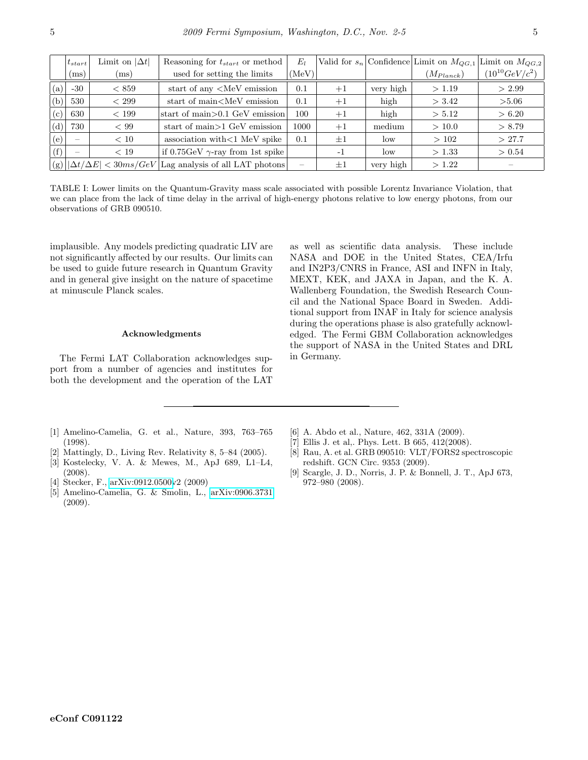| | $t_{start}$ (ms) | Limit on $\|\Delta t\|$ (ms) | Reasoning for $t_{start}$ or method used for setting the limits | $E_l$ (MeV) | Valid for $s_n$ | Confidence | Limit on $M_{QG,1}$ ($M_{Planck}$) | Limit on $M_{QG,2}$ ($10^{10} GeV/c^2$) |
|---|---|---|---|---|---|---|---|---|
| (a) | -30 | $< 859$ | start of any <MeV emission | 0.1 | $+1$ | very high | $> 1.19$ | $> 2.99$ |
| (b) | 530 | $< 299$ | start of main<MeV emission | 0.1 | $+1$ | high | $> 3.42$ | $>5.06$ |
| (c) | 630 | $< 199$ | start of main>0.1 GeV emission | 100 | $+1$ | high | $> 5.12$ | $> 6.20$ |
| (d) | 730 | $< 99$ | start of main>1 GeV emission | 1000 | $+1$ | medium | $> 10.0$ | $> 8.79$ |
| (e) | – | $< 10$ | association with<1 MeV spike | 0.1 | $\pm 1$ | low | $> 102$ | $> 27.7$ |
| (f) | – | $< 19$ | if 0.75GeV $\gamma$-ray from 1st spike | | -1 | low | $> 1.33$ | $> 0.54$ |
| (g) | $\|\Delta t/\Delta E\| < 30 ms/GeV$ | | Lag analysis of all LAT photons | – | $\pm 1$ | very high | $> 1.22$ | – |

TABLE I: Lower limits on the Quantum-Gravity mass scale associated with possible Lorentz Invariance Violation, that we can place from the lack of time delay in the arrival of high-energy photons relative to low energy photons, from our observations of GRB 090510.

implausible. Any models predicting quadratic LIV are not significantly affected by our results. Our limits can be used to guide future research in Quantum Gravity and in general give insight on the nature of spacetime at minuscule Planck scales.

### Acknowledgments

The Fermi LAT Collaboration acknowledges support from a number of agencies and institutes for both the development and the operation of the LAT as well as scientific data analysis. These include NASA and DOE in the United States, CEA/Irfu and IN2P3/CNRS in France, ASI and INFN in Italy, MEXT, KEK, and JAXA in Japan, and the K. A. Wallenberg Foundation, the Swedish Research Council and the National Space Board in Sweden. Additional support from INAF in Italy for science analysis during the operations phase is also gratefully acknowledged. The Fermi GBM Collaboration acknowledges the support of NASA in the United States and DRL in Germany.

---

[1] Amelino-Camelia, G. et al., Nature, 393, 763–765 (1998).

[2] Mattingly, D., Living Rev. Relativity 8, 5–84 (2005).

[3] Kostelecky, V. A. & Mewes, M., ApJ 689, L1–L4, (2008).

[4] Stecker, F., arXiv:0912.0500v2 (2009)

[5] Amelino-Camelia, G. & Smolin, L., arXiv:0906.3731 (2009).

[6] A. Abdo et al., Nature, 462, 331A (2009).

[7] Ellis J. et al,. Phys. Lett. B 665, 412(2008).

[8] Rau, A. et al. GRB 090510: VLT/FORS2 spectroscopic redshift. GCN Circ. 9353 (2009).

[9] Scargle, J. D., Norris, J. P. & Bonnell, J. T., ApJ 673, 972–980 (2008).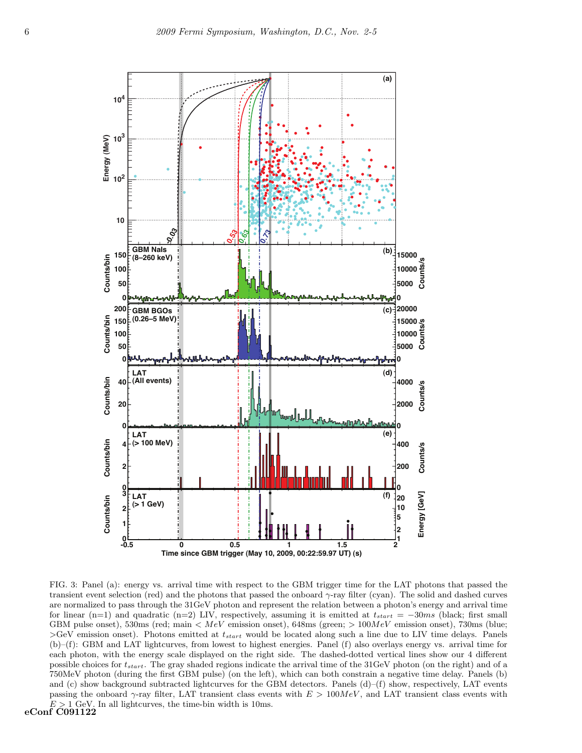(a)

Energy (MeV)

$10^4$

$10^3$

$10^2$

10

-0.03

0.53

0.63

0.73

GBM NaIs (8–260 keV)

(b)

Counts/bin

150

100

50

0

15000

10000

5000

0

Counts/s

GBM BGOs (0.26–5 MeV)

(c)

Counts/bin

200

150

100

50

0

20000

15000

10000

5000

0

Counts/s

LAT (All events)

(d)

Counts/bin

40

20

0

4000

2000

0

Counts/s

LAT (> 100 MeV)

(e)

Counts/bin

4

2

0

400

200

0

Counts/s

LAT (> 1 GeV)

(f)

Counts/bin

3

2

1

0

20

10

5

2

1

Energy [GeV]

-0.5

0

0.5

1

1.5

2

Time since GBM trigger (May 10, 2009, 00:22:59.97 UT) (s)

FIG. 3: Panel (a): energy vs. arrival time with respect to the GBM trigger time for the LAT photons that passed the transient event selection (red) and the photons that passed the onboard $\gamma$-ray filter (cyan). The solid and dashed curves are normalized to pass through the 31GeV photon and represent the relation between a photon's energy and arrival time for linear (n=1) and quadratic (n=2) LIV, respectively, assuming it is emitted at $t_{start} = -30ms$ (black; first small GBM pulse onset), 530ms (red; main $< MeV$ emission onset), 648ms (green; $> 100MeV$ emission onset), 730ms (blue; >GeV emission onset). Photons emitted at $t_{start}$ would be located along such a line due to LIV time delays. Panels (b)–(f): GBM and LAT lightcurves, from lowest to highest energies. Panel (f) also overlays energy vs. arrival time for each photon, with the energy scale displayed on the right side. The dashed-dotted vertical lines show our 4 different possible choices for $t_{start}$. The gray shaded regions indicate the arrival time of the 31GeV photon (on the right) and of a 750MeV photon (during the first GBM pulse) (on the left), which can both constrain a negative time delay. Panels (b) and (c) show background subtracted lightcurves for the GBM detectors. Panels (d)–(f) show, respectively, LAT events passing the onboard $\gamma$-ray filter, LAT transient class events with $E > 100MeV$, and LAT transient class events with $E > 1$ GeV. In all lightcurves, the time-bin width is 10ms.